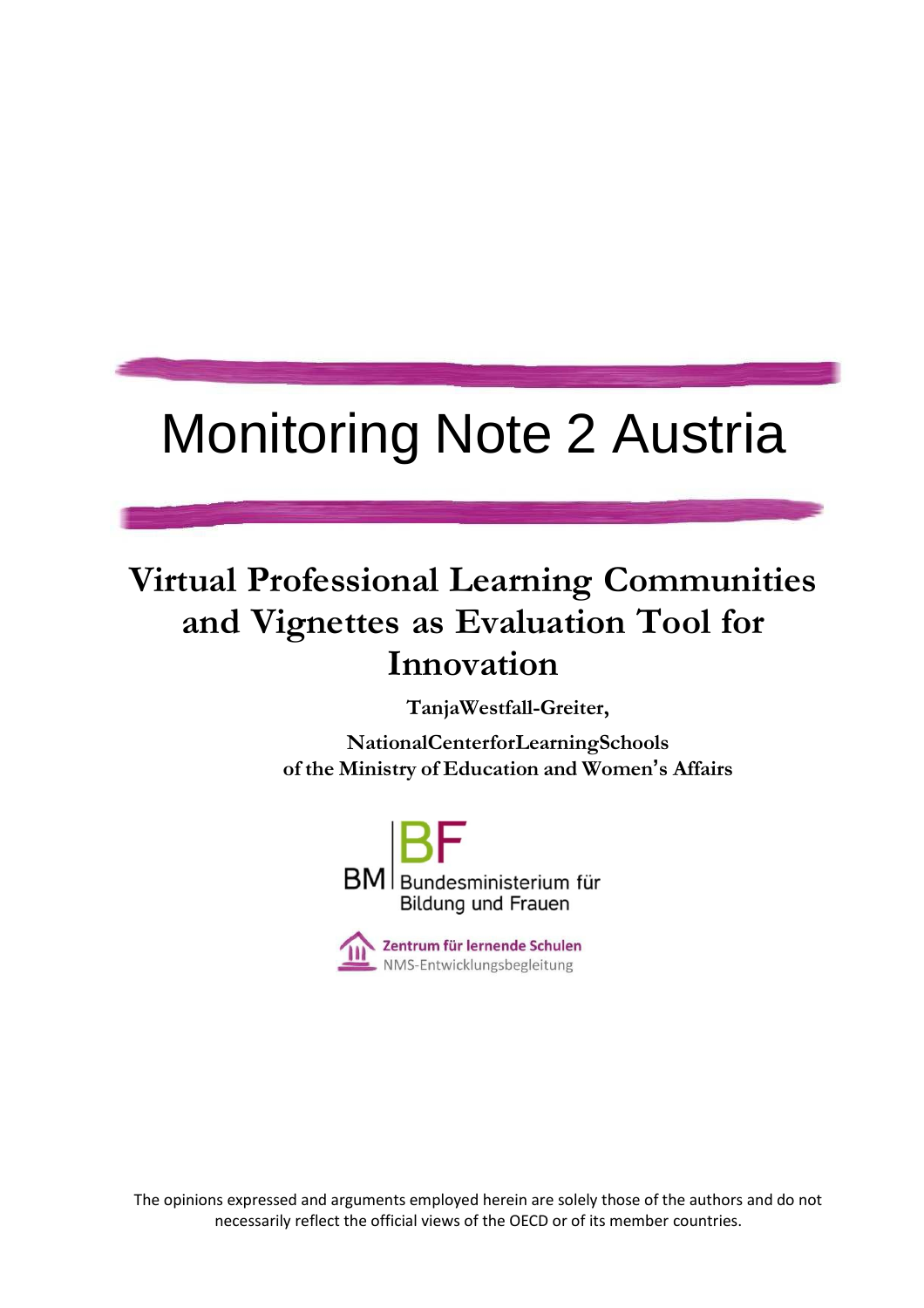# Monitoring Note 2 Austria

## Virtual Professional Learning Communities and Vignettes as Evaluation Tool for Innovation

**TanjaWestfall-Greiter,**

**NationalCenterforLearningSchools of the Ministry of Education and Women's Affairs**

BM BF Bundesministerium für Bildung und Frauen

Zentrum für lernende Schulen NMS-Entwicklungsbegleitung

The opinions expressed and arguments employed herein are solely those of the authors and do not necessarily reflect the official views of the OECD or of its member countries.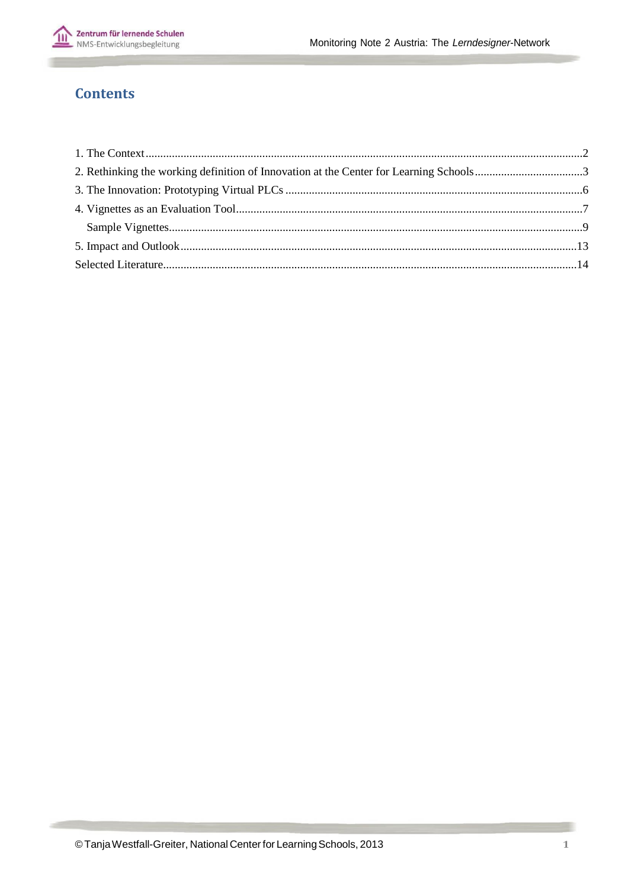# Contents

1. The Context ..... 2
2. Rethinking the working definition of Innovation at the Center for Learning Schools ..... 3
3. The Innovation: Prototyping Virtual PLCs ..... 6
4. Vignettes as an Evaluation Tool ..... 7
   Sample Vignettes ..... 9
5. Impact and Outlook ..... 13

Selected Literature ..... 14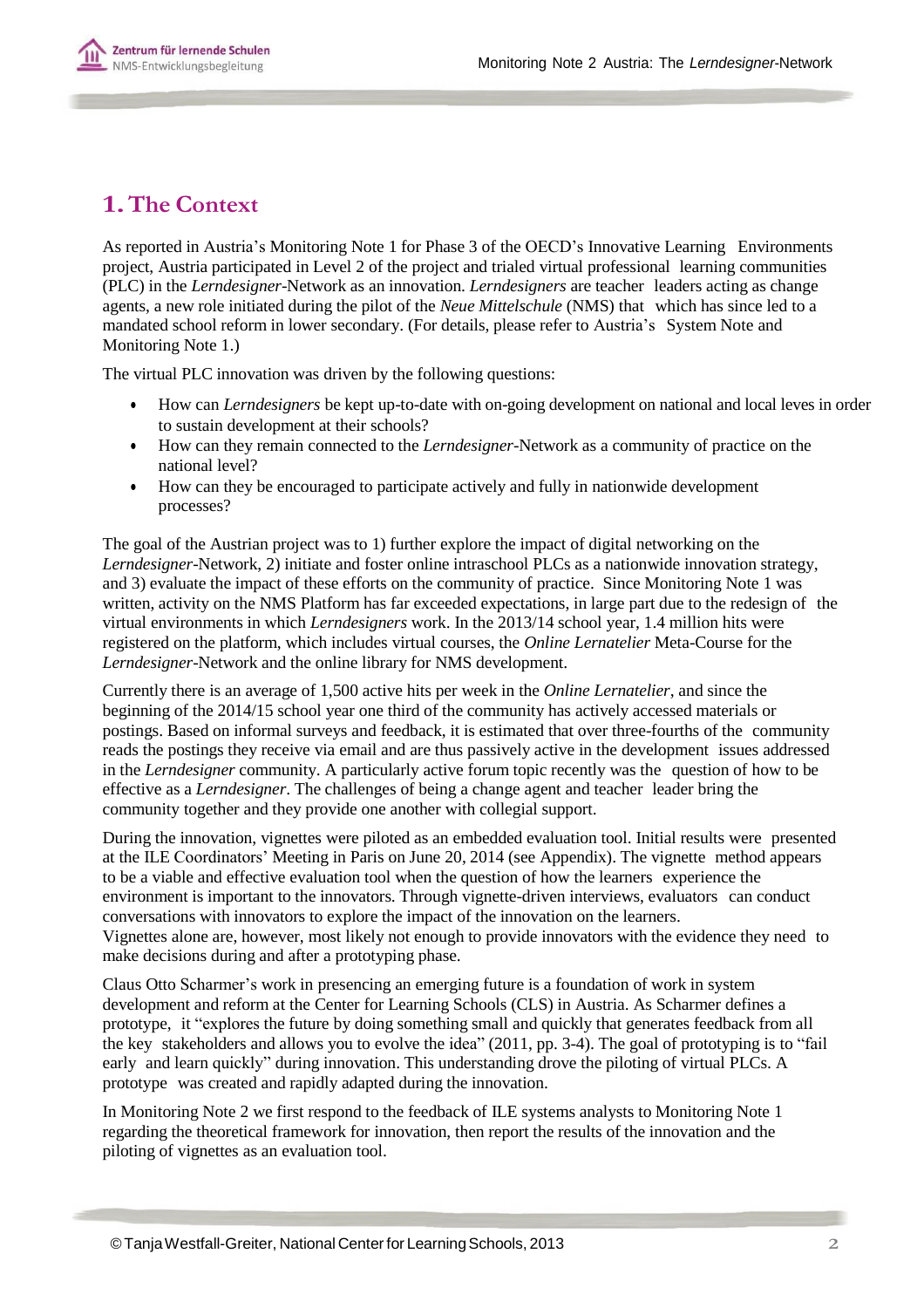# 1. The Context

As reported in Austria's Monitoring Note 1 for Phase 3 of the OECD's Innovative Learning Environments project, Austria participated in Level 2 of the project and trialed virtual professional learning communities (PLC) in the *Lerndesigner*-Network as an innovation. *Lerndesigners* are teacher leaders acting as change agents, a new role initiated during the pilot of the *Neue Mittelschule* (NMS) that which has since led to a mandated school reform in lower secondary. (For details, please refer to Austria's System Note and Monitoring Note 1.)

The virtual PLC innovation was driven by the following questions:

- How can *Lerndesigners* be kept up-to-date with on-going development on national and local leves in order to sustain development at their schools?
- How can they remain connected to the *Lerndesigner*-Network as a community of practice on the national level?
- How can they be encouraged to participate actively and fully in nationwide development processes?

The goal of the Austrian project was to 1) further explore the impact of digital networking on the *Lerndesigner*-Network, 2) initiate and foster online intraschool PLCs as a nationwide innovation strategy, and 3) evaluate the impact of these efforts on the community of practice. Since Monitoring Note 1 was written, activity on the NMS Platform has far exceeded expectations, in large part due to the redesign of the virtual environments in which *Lerndesigners* work. In the 2013/14 school year, 1.4 million hits were registered on the platform, which includes virtual courses, the *Online Lernatelier* Meta-Course for the *Lerndesigner*-Network and the online library for NMS development.

Currently there is an average of 1,500 active hits per week in the *Online Lernatelier*, and since the beginning of the 2014/15 school year one third of the community has actively accessed materials or postings. Based on informal surveys and feedback, it is estimated that over three-fourths of the community reads the postings they receive via email and are thus passively active in the development issues addressed in the *Lerndesigner* community. A particularly active forum topic recently was the question of how to be effective as a *Lerndesigner*. The challenges of being a change agent and teacher leader bring the community together and they provide one another with collegial support.

During the innovation, vignettes were piloted as an embedded evaluation tool. Initial results were presented at the ILE Coordinators' Meeting in Paris on June 20, 2014 (see Appendix). The vignette method appears to be a viable and effective evaluation tool when the question of how the learners experience the environment is important to the innovators. Through vignette-driven interviews, evaluators can conduct conversations with innovators to explore the impact of the innovation on the learners.
Vignettes alone are, however, most likely not enough to provide innovators with the evidence they need to make decisions during and after a prototyping phase.

Claus Otto Scharmer's work in presencing an emerging future is a foundation of work in system development and reform at the Center for Learning Schools (CLS) in Austria. As Scharmer defines a prototype, it "explores the future by doing something small and quickly that generates feedback from all the key stakeholders and allows you to evolve the idea" (2011, pp. 3-4). The goal of prototyping is to "fail early and learn quickly" during innovation. This understanding drove the piloting of virtual PLCs. A prototype was created and rapidly adapted during the innovation.

In Monitoring Note 2 we first respond to the feedback of ILE systems analysts to Monitoring Note 1 regarding the theoretical framework for innovation, then report the results of the innovation and the piloting of vignettes as an evaluation tool.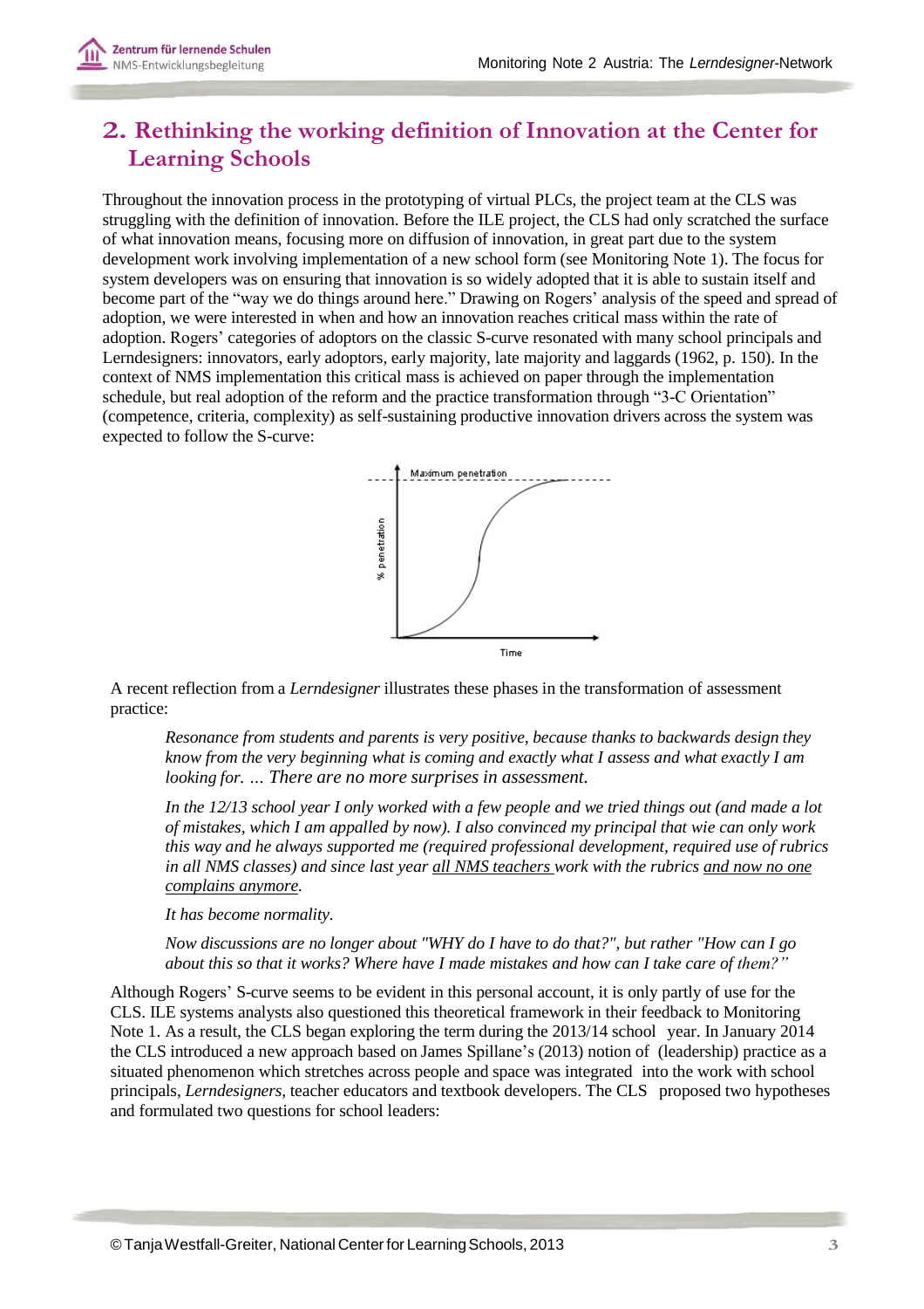## 2. Rethinking the working definition of Innovation at the Center for Learning Schools

Throughout the innovation process in the prototyping of virtual PLCs, the project team at the CLS was struggling with the definition of innovation. Before the ILE project, the CLS had only scratched the surface of what innovation means, focusing more on diffusion of innovation, in great part due to the system development work involving implementation of a new school form (see Monitoring Note 1). The focus for system developers was on ensuring that innovation is so widely adopted that it is able to sustain itself and become part of the "way we do things around here." Drawing on Rogers' analysis of the speed and spread of adoption, we were interested in when and how an innovation reaches critical mass within the rate of adoption. Rogers' categories of adoptors on the classic S-curve resonated with many school principals and Lerndesigners: innovators, early adoptors, early majority, late majority and laggards (1962, p. 150). In the context of NMS implementation this critical mass is achieved on paper through the implementation schedule, but real adoption of the reform and the practice transformation through "3-C Orientation" (competence, criteria, complexity) as self-sustaining productive innovation drivers across the system was expected to follow the S-curve:

A recent reflection from a *Lerndesigner* illustrates these phases in the transformation of assessment practice:

> *Resonance from students and parents is very positive, because thanks to backwards design they know from the very beginning what is coming and exactly what I assess and what exactly I am looking for. … There are no more surprises in assessment.*
>
> *In the 12/13 school year I only worked with a few people and we tried things out (and made a lot of mistakes, which I am appalled by now). I also convinced my principal that wie can only work this way and he always supported me (required professional development, required use of rubrics in all NMS classes) and since last year all NMS teachers work with the rubrics and now no one complains anymore.*
>
> *It has become normality.*
>
> *Now discussions are no longer about "WHY do I have to do that?", but rather "How can I go about this so that it works? Where have I made mistakes and how can I take care of them?"*

Although Rogers' S-curve seems to be evident in this personal account, it is only partly of use for the CLS. ILE systems analysts also questioned this theoretical framework in their feedback to Monitoring Note 1. As a result, the CLS began exploring the term during the 2013/14 school year. In January 2014 the CLS introduced a new approach based on James Spillane's (2013) notion of (leadership) practice as a situated phenomenon which stretches across people and space was integrated into the work with school principals, *Lerndesigners*, teacher educators and textbook developers. The CLS proposed two hypotheses and formulated two questions for school leaders: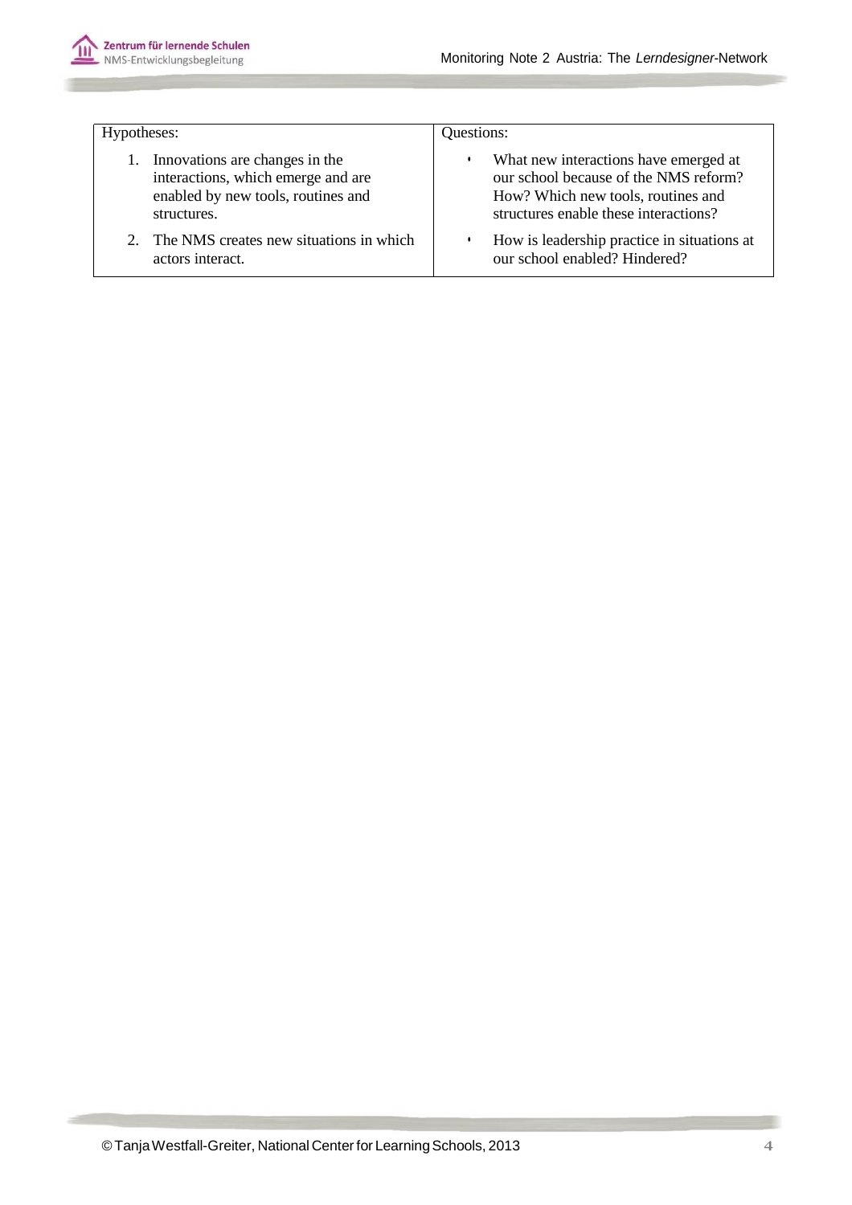| Hypotheses: | Questions: |
|---|---|
| 1. Innovations are changes in the interactions, which emerge and are enabled by new tools, routines and structures. | • What new interactions have emerged at our school because of the NMS reform? How? Which new tools, routines and structures enable these interactions? |
| 2. The NMS creates new situations in which actors interact. | • How is leadership practice in situations at our school enabled? Hindered? |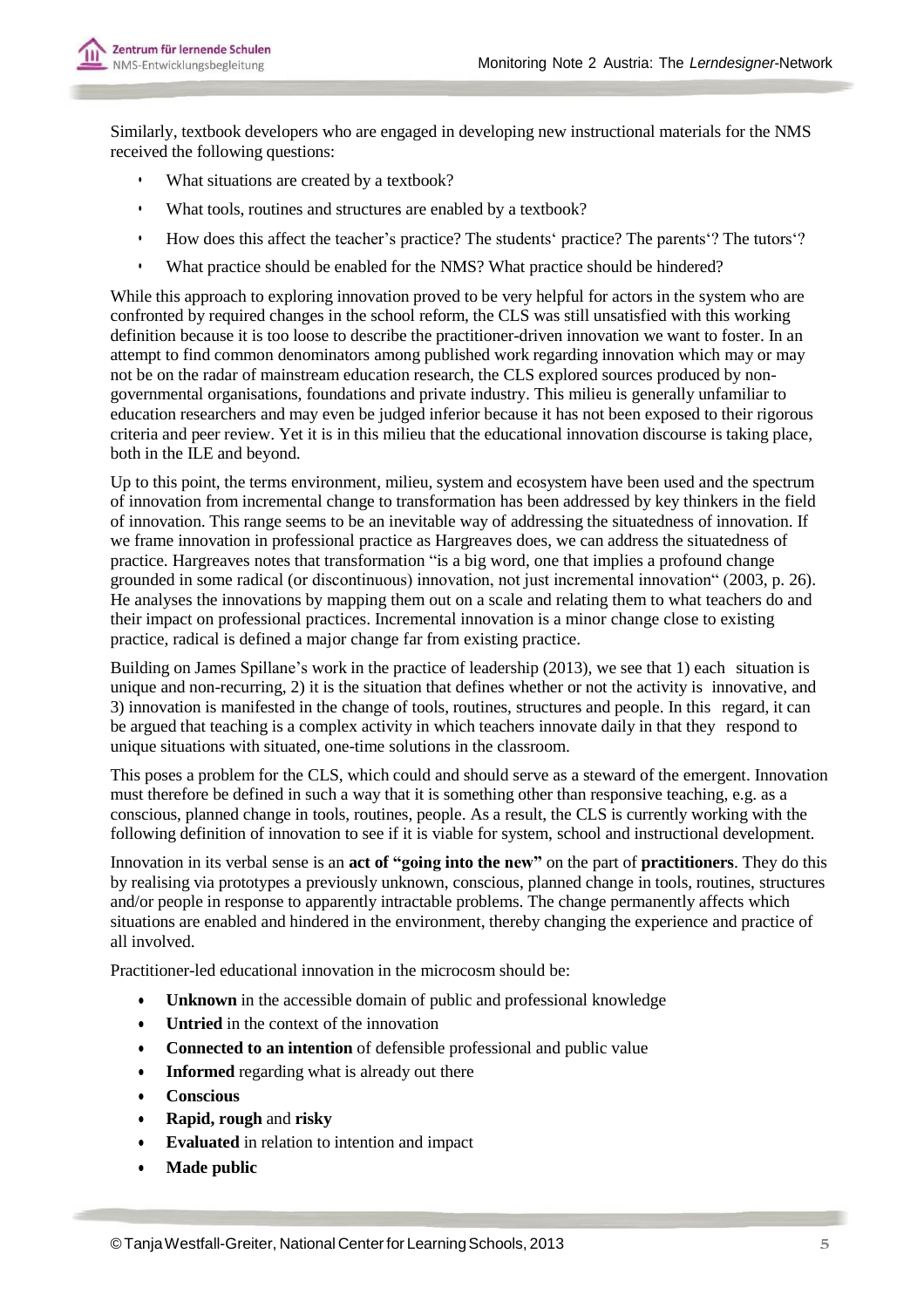Similarly, textbook developers who are engaged in developing new instructional materials for the NMS received the following questions:

- What situations are created by a textbook?
- What tools, routines and structures are enabled by a textbook?
- How does this affect the teacher's practice? The students' practice? The parents'? The tutors'?
- What practice should be enabled for the NMS? What practice should be hindered?

While this approach to exploring innovation proved to be very helpful for actors in the system who are confronted by required changes in the school reform, the CLS was still unsatisfied with this working definition because it is too loose to describe the practitioner-driven innovation we want to foster. In an attempt to find common denominators among published work regarding innovation which may or may not be on the radar of mainstream education research, the CLS explored sources produced by non-governmental organisations, foundations and private industry. This milieu is generally unfamiliar to education researchers and may even be judged inferior because it has not been exposed to their rigorous criteria and peer review. Yet it is in this milieu that the educational innovation discourse is taking place, both in the ILE and beyond.

Up to this point, the terms environment, milieu, system and ecosystem have been used and the spectrum of innovation from incremental change to transformation has been addressed by key thinkers in the field of innovation. This range seems to be an inevitable way of addressing the situatedness of innovation. If we frame innovation in professional practice as Hargreaves does, we can address the situatedness of practice. Hargreaves notes that transformation "is a big word, one that implies a profound change grounded in some radical (or discontinuous) innovation, not just incremental innovation" (2003, p. 26). He analyses the innovations by mapping them out on a scale and relating them to what teachers do and their impact on professional practices. Incremental innovation is a minor change close to existing practice, radical is defined a major change far from existing practice.

Building on James Spillane's work in the practice of leadership (2013), we see that 1) each situation is unique and non-recurring, 2) it is the situation that defines whether or not the activity is innovative, and 3) innovation is manifested in the change of tools, routines, structures and people. In this regard, it can be argued that teaching is a complex activity in which teachers innovate daily in that they respond to unique situations with situated, one-time solutions in the classroom.

This poses a problem for the CLS, which could and should serve as a steward of the emergent. Innovation must therefore be defined in such a way that it is something other than responsive teaching, e.g. as a conscious, planned change in tools, routines, people. As a result, the CLS is currently working with the following definition of innovation to see if it is viable for system, school and instructional development.

Innovation in its verbal sense is an **act of "going into the new"** on the part of **practitioners**. They do this by realising via prototypes a previously unknown, conscious, planned change in tools, routines, structures and/or people in response to apparently intractable problems. The change permanently affects which situations are enabled and hindered in the environment, thereby changing the experience and practice of all involved.

Practitioner-led educational innovation in the microcosm should be:

- **Unknown** in the accessible domain of public and professional knowledge
- **Untried** in the context of the innovation
- **Connected to an intention** of defensible professional and public value
- **Informed** regarding what is already out there
- **Conscious**
- **Rapid, rough** and **risky**
- **Evaluated** in relation to intention and impact
- **Made public**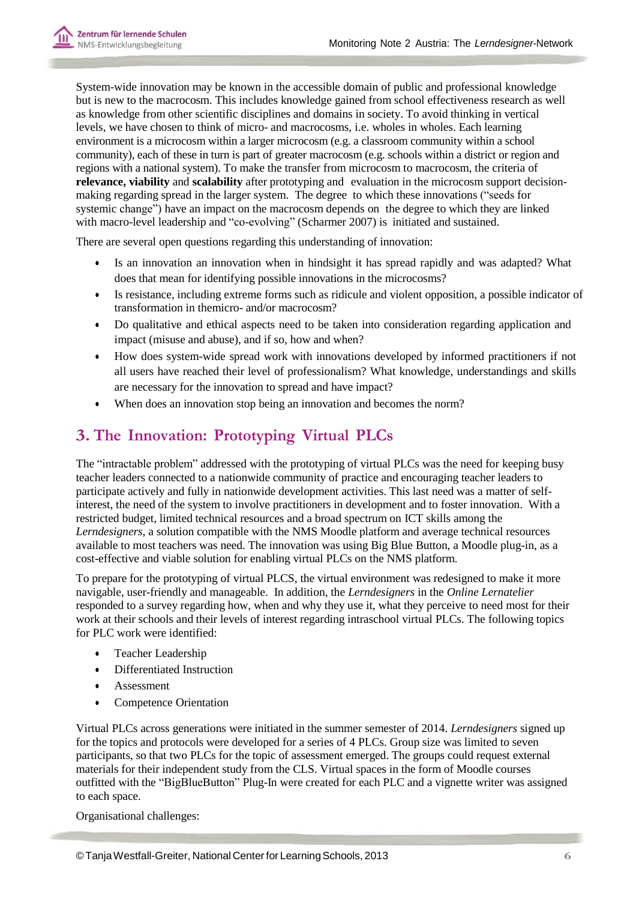System-wide innovation may be known in the accessible domain of public and professional knowledge but is new to the macrocosm. This includes knowledge gained from school effectiveness research as well as knowledge from other scientific disciplines and domains in society. To avoid thinking in vertical levels, we have chosen to think of micro- and macrocosms, i.e. wholes in wholes. Each learning environment is a microcosm within a larger microcosm (e.g. a classroom community within a school community), each of these in turn is part of greater macrocosm (e.g. schools within a district or region and regions with a national system). To make the transfer from microcosm to macrocosm, the criteria of **relevance, viability** and **scalability** after prototyping and evaluation in the microcosm support decision-making regarding spread in the larger system. The degree to which these innovations ("seeds for systemic change") have an impact on the macrocosm depends on the degree to which they are linked with macro-level leadership and "co-evolving" (Scharmer 2007) is initiated and sustained.

There are several open questions regarding this understanding of innovation:

- Is an innovation an innovation when in hindsight it has spread rapidly and was adapted? What does that mean for identifying possible innovations in the microcosms?
- Is resistance, including extreme forms such as ridicule and violent opposition, a possible indicator of transformation in themicro- and/or macrocosm?
- Do qualitative and ethical aspects need to be taken into consideration regarding application and impact (misuse and abuse), and if so, how and when?
- How does system-wide spread work with innovations developed by informed practitioners if not all users have reached their level of professionalism? What knowledge, understandings and skills are necessary for the innovation to spread and have impact?
- When does an innovation stop being an innovation and becomes the norm?

## 3. The Innovation: Prototyping Virtual PLCs

The "intractable problem" addressed with the prototyping of virtual PLCs was the need for keeping busy teacher leaders connected to a nationwide community of practice and encouraging teacher leaders to participate actively and fully in nationwide development activities. This last need was a matter of self-interest, the need of the system to involve practitioners in development and to foster innovation. With a restricted budget, limited technical resources and a broad spectrum on ICT skills among the *Lerndesigners*, a solution compatible with the NMS Moodle platform and average technical resources available to most teachers was need. The innovation was using Big Blue Button, a Moodle plug-in, as a cost-effective and viable solution for enabling virtual PLCs on the NMS platform.

To prepare for the prototyping of virtual PLCS, the virtual environment was redesigned to make it more navigable, user-friendly and manageable. In addition, the *Lerndesigners* in the *Online Lernatelier* responded to a survey regarding how, when and why they use it, what they perceive to need most for their work at their schools and their levels of interest regarding intraschool virtual PLCs. The following topics for PLC work were identified:

- Teacher Leadership
- Differentiated Instruction
- Assessment
- Competence Orientation

Virtual PLCs across generations were initiated in the summer semester of 2014. *Lerndesigners* signed up for the topics and protocols were developed for a series of 4 PLCs. Group size was limited to seven participants, so that two PLCs for the topic of assessment emerged. The groups could request external materials for their independent study from the CLS. Virtual spaces in the form of Moodle courses outfitted with the "BigBlueButton" Plug-In were created for each PLC and a vignette writer was assigned to each space.

Organisational challenges: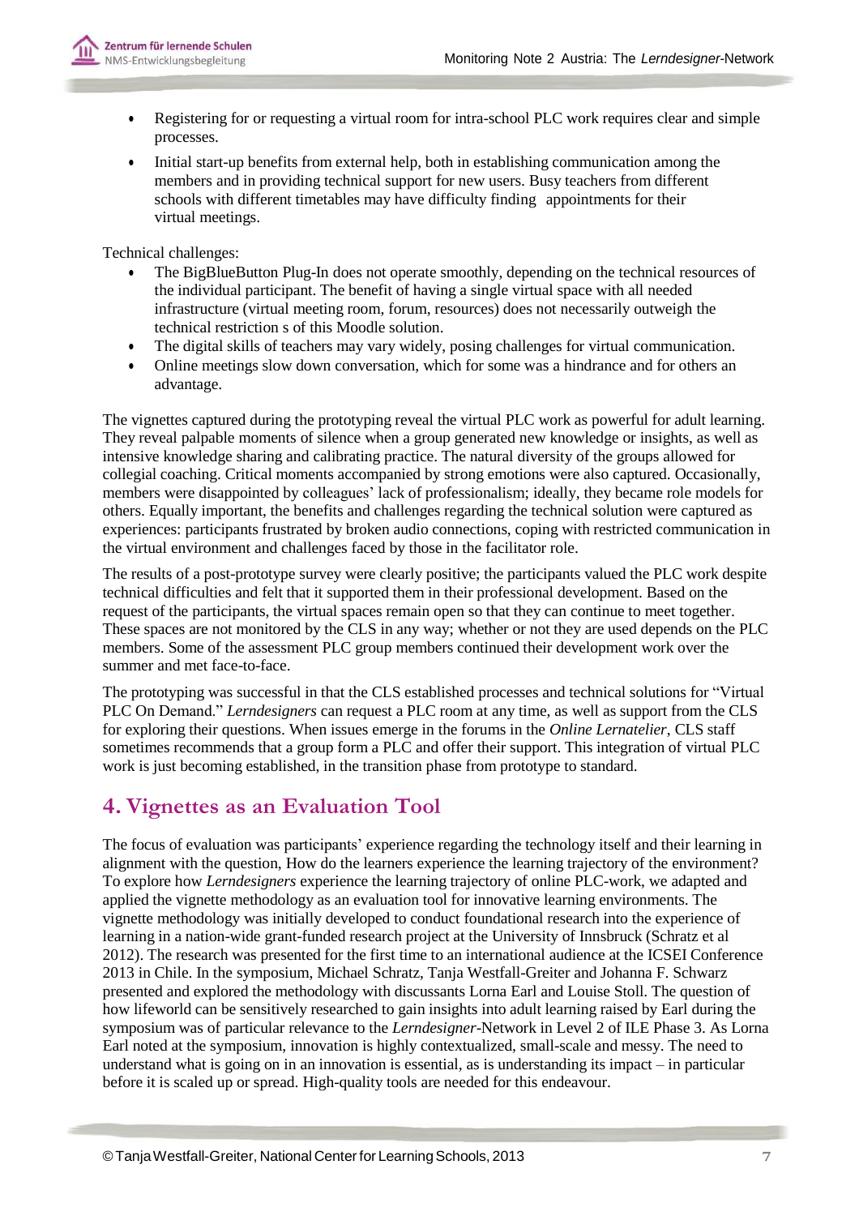- Registering for or requesting a virtual room for intra-school PLC work requires clear and simple processes.
- Initial start-up benefits from external help, both in establishing communication among the members and in providing technical support for new users. Busy teachers from different schools with different timetables may have difficulty finding appointments for their virtual meetings.

Technical challenges:

- The BigBlueButton Plug-In does not operate smoothly, depending on the technical resources of the individual participant. The benefit of having a single virtual space with all needed infrastructure (virtual meeting room, forum, resources) does not necessarily outweigh the technical restriction s of this Moodle solution.
- The digital skills of teachers may vary widely, posing challenges for virtual communication.
- Online meetings slow down conversation, which for some was a hindrance and for others an advantage.

The vignettes captured during the prototyping reveal the virtual PLC work as powerful for adult learning. They reveal palpable moments of silence when a group generated new knowledge or insights, as well as intensive knowledge sharing and calibrating practice. The natural diversity of the groups allowed for collegial coaching. Critical moments accompanied by strong emotions were also captured. Occasionally, members were disappointed by colleagues' lack of professionalism; ideally, they became role models for others. Equally important, the benefits and challenges regarding the technical solution were captured as experiences: participants frustrated by broken audio connections, coping with restricted communication in the virtual environment and challenges faced by those in the facilitator role.

The results of a post-prototype survey were clearly positive; the participants valued the PLC work despite technical difficulties and felt that it supported them in their professional development. Based on the request of the participants, the virtual spaces remain open so that they can continue to meet together. These spaces are not monitored by the CLS in any way; whether or not they are used depends on the PLC members. Some of the assessment PLC group members continued their development work over the summer and met face-to-face.

The prototyping was successful in that the CLS established processes and technical solutions for "Virtual PLC On Demand." *Lerndesigners* can request a PLC room at any time, as well as support from the CLS for exploring their questions. When issues emerge in the forums in the *Online Lernatelier*, CLS staff sometimes recommends that a group form a PLC and offer their support. This integration of virtual PLC work is just becoming established, in the transition phase from prototype to standard.

## 4. Vignettes as an Evaluation Tool

The focus of evaluation was participants' experience regarding the technology itself and their learning in alignment with the question, How do the learners experience the learning trajectory of the environment? To explore how *Lerndesigners* experience the learning trajectory of online PLC-work, we adapted and applied the vignette methodology as an evaluation tool for innovative learning environments. The vignette methodology was initially developed to conduct foundational research into the experience of learning in a nation-wide grant-funded research project at the University of Innsbruck (Schratz et al 2012). The research was presented for the first time to an international audience at the ICSEI Conference 2013 in Chile. In the symposium, Michael Schratz, Tanja Westfall-Greiter and Johanna F. Schwarz presented and explored the methodology with discussants Lorna Earl and Louise Stoll. The question of how lifeworld can be sensitively researched to gain insights into adult learning raised by Earl during the symposium was of particular relevance to the *Lerndesigner*-Network in Level 2 of ILE Phase 3. As Lorna Earl noted at the symposium, innovation is highly contextualized, small-scale and messy. The need to understand what is going on in an innovation is essential, as is understanding its impact – in particular before it is scaled up or spread. High-quality tools are needed for this endeavour.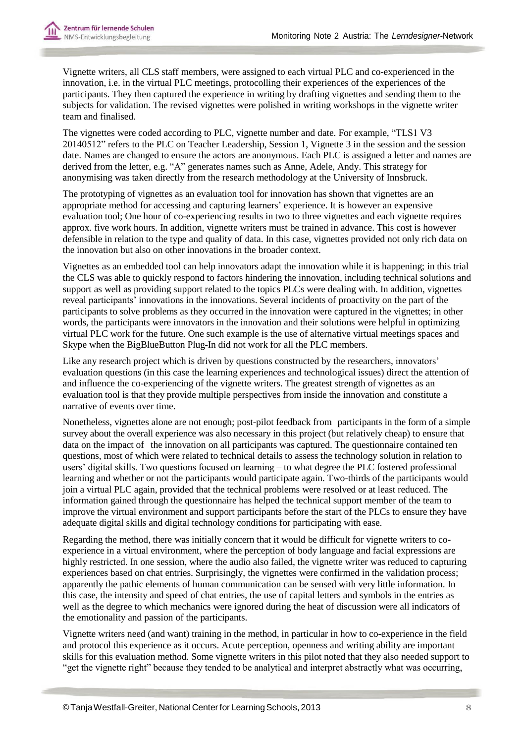Vignette writers, all CLS staff members, were assigned to each virtual PLC and co-experienced in the innovation, i.e. in the virtual PLC meetings, protocolling their experiences of the experiences of the participants. They then captured the experience in writing by drafting vignettes and sending them to the subjects for validation. The revised vignettes were polished in writing workshops in the vignette writer team and finalised.

The vignettes were coded according to PLC, vignette number and date. For example, "TLS1 V3 20140512" refers to the PLC on Teacher Leadership, Session 1, Vignette 3 in the session and the session date. Names are changed to ensure the actors are anonymous. Each PLC is assigned a letter and names are derived from the letter, e.g. "A" generates names such as Anne, Adele, Andy. This strategy for anonymising was taken directly from the research methodology at the University of Innsbruck.

The prototyping of vignettes as an evaluation tool for innovation has shown that vignettes are an appropriate method for accessing and capturing learners' experience. It is however an expensive evaluation tool; One hour of co-experiencing results in two to three vignettes and each vignette requires approx. five work hours. In addition, vignette writers must be trained in advance. This cost is however defensible in relation to the type and quality of data. In this case, vignettes provided not only rich data on the innovation but also on other innovations in the broader context.

Vignettes as an embedded tool can help innovators adapt the innovation while it is happening; in this trial the CLS was able to quickly respond to factors hindering the innovation, including technical solutions and support as well as providing support related to the topics PLCs were dealing with. In addition, vignettes reveal participants' innovations in the innovations. Several incidents of proactivity on the part of the participants to solve problems as they occurred in the innovation were captured in the vignettes; in other words, the participants were innovators in the innovation and their solutions were helpful in optimizing virtual PLC work for the future. One such example is the use of alternative virtual meetings spaces and Skype when the BigBlueButton Plug-In did not work for all the PLC members.

Like any research project which is driven by questions constructed by the researchers, innovators' evaluation questions (in this case the learning experiences and technological issues) direct the attention of and influence the co-experiencing of the vignette writers. The greatest strength of vignettes as an evaluation tool is that they provide multiple perspectives from inside the innovation and constitute a narrative of events over time.

Nonetheless, vignettes alone are not enough; post-pilot feedback from participants in the form of a simple survey about the overall experience was also necessary in this project (but relatively cheap) to ensure that data on the impact of the innovation on all participants was captured. The questionnaire contained ten questions, most of which were related to technical details to assess the technology solution in relation to users' digital skills. Two questions focused on learning – to what degree the PLC fostered professional learning and whether or not the participants would participate again. Two-thirds of the participants would join a virtual PLC again, provided that the technical problems were resolved or at least reduced. The information gained through the questionnaire has helped the technical support member of the team to improve the virtual environment and support participants before the start of the PLCs to ensure they have adequate digital skills and digital technology conditions for participating with ease.

Regarding the method, there was initially concern that it would be difficult for vignette writers to co-experience in a virtual environment, where the perception of body language and facial expressions are highly restricted. In one session, where the audio also failed, the vignette writer was reduced to capturing experiences based on chat entries. Surprisingly, the vignettes were confirmed in the validation process; apparently the pathic elements of human communication can be sensed with very little information. In this case, the intensity and speed of chat entries, the use of capital letters and symbols in the entries as well as the degree to which mechanics were ignored during the heat of discussion were all indicators of the emotionality and passion of the participants.

Vignette writers need (and want) training in the method, in particular in how to co-experience in the field and protocol this experience as it occurs. Acute perception, openness and writing ability are important skills for this evaluation method. Some vignette writers in this pilot noted that they also needed support to "get the vignette right" because they tended to be analytical and interpret abstractly what was occurring,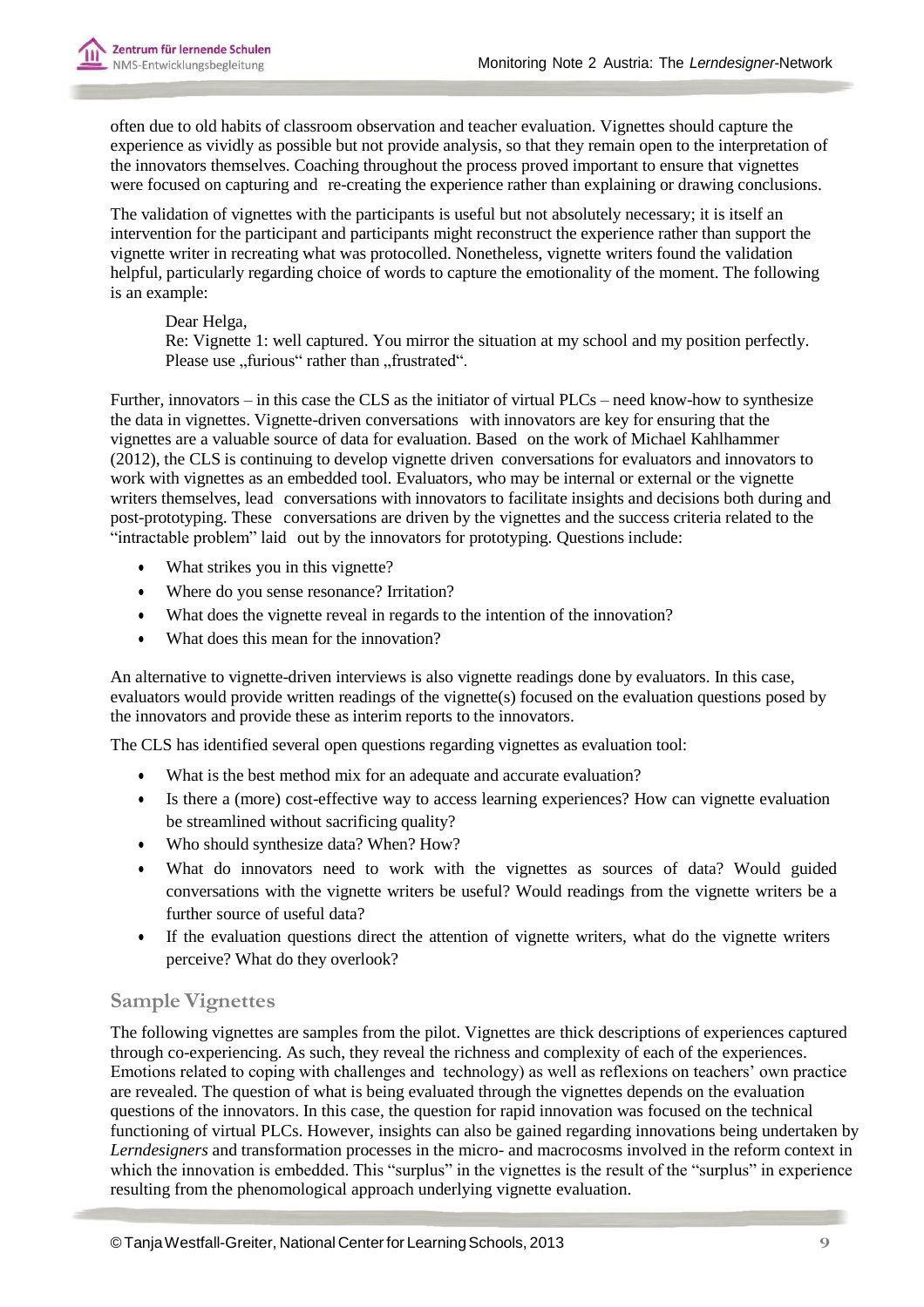often due to old habits of classroom observation and teacher evaluation. Vignettes should capture the experience as vividly as possible but not provide analysis, so that they remain open to the interpretation of the innovators themselves. Coaching throughout the process proved important to ensure that vignettes were focused on capturing and re-creating the experience rather than explaining or drawing conclusions.

The validation of vignettes with the participants is useful but not absolutely necessary; it is itself an intervention for the participant and participants might reconstruct the experience rather than support the vignette writer in recreating what was protocolled. Nonetheless, vignette writers found the validation helpful, particularly regarding choice of words to capture the emotionality of the moment. The following is an example:

> Dear Helga,
> Re: Vignette 1: well captured. You mirror the situation at my school and my position perfectly. Please use „furious“ rather than „frustrated“.

Further, innovators – in this case the CLS as the initiator of virtual PLCs – need know-how to synthesize the data in vignettes. Vignette-driven conversations with innovators are key for ensuring that the vignettes are a valuable source of data for evaluation. Based on the work of Michael Kahlhammer (2012), the CLS is continuing to develop vignette driven conversations for evaluators and innovators to work with vignettes as an embedded tool. Evaluators, who may be internal or external or the vignette writers themselves, lead conversations with innovators to facilitate insights and decisions both during and post-prototyping. These conversations are driven by the vignettes and the success criteria related to the "intractable problem" laid out by the innovators for prototyping. Questions include:

- What strikes you in this vignette?
- Where do you sense resonance? Irritation?
- What does the vignette reveal in regards to the intention of the innovation?
- What does this mean for the innovation?

An alternative to vignette-driven interviews is also vignette readings done by evaluators. In this case, evaluators would provide written readings of the vignette(s) focused on the evaluation questions posed by the innovators and provide these as interim reports to the innovators.

The CLS has identified several open questions regarding vignettes as evaluation tool:

- What is the best method mix for an adequate and accurate evaluation?
- Is there a (more) cost-effective way to access learning experiences? How can vignette evaluation be streamlined without sacrificing quality?
- Who should synthesize data? When? How?
- What do innovators need to work with the vignettes as sources of data? Would guided conversations with the vignette writers be useful? Would readings from the vignette writers be a further source of useful data?
- If the evaluation questions direct the attention of vignette writers, what do the vignette writers perceive? What do they overlook?

## Sample Vignettes

The following vignettes are samples from the pilot. Vignettes are thick descriptions of experiences captured through co-experiencing. As such, they reveal the richness and complexity of each of the experiences. Emotions related to coping with challenges and technology) as well as reflexions on teachers' own practice are revealed. The question of what is being evaluated through the vignettes depends on the evaluation questions of the innovators. In this case, the question for rapid innovation was focused on the technical functioning of virtual PLCs. However, insights can also be gained regarding innovations being undertaken by *Lerndesigners* and transformation processes in the micro- and macrocosms involved in the reform context in which the innovation is embedded. This "surplus" in the vignettes is the result of the "surplus" in experience resulting from the phenomological approach underlying vignette evaluation.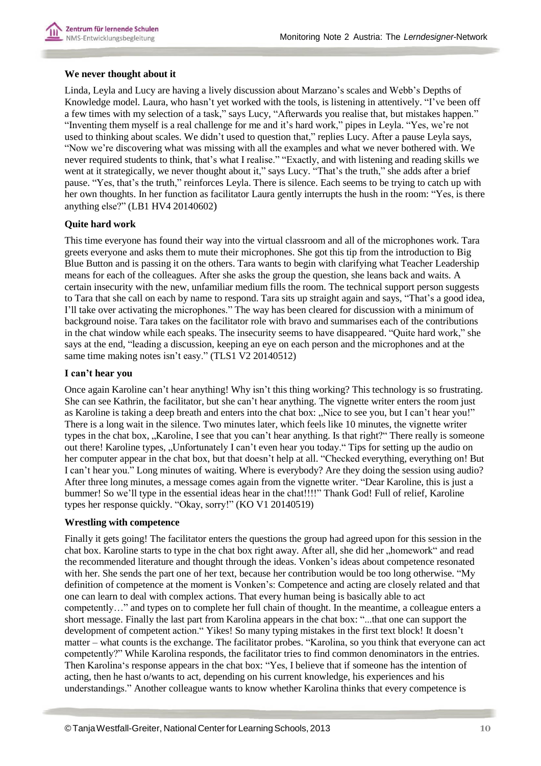**We never thought about it**

Linda, Leyla and Lucy are having a lively discussion about Marzano's scales and Webb's Depths of Knowledge model. Laura, who hasn't yet worked with the tools, is listening in attentively. "I've been off a few times with my selection of a task," says Lucy, "Afterwards you realise that, but mistakes happen." "Inventing them myself is a real challenge for me and it's hard work," pipes in Leyla. "Yes, we're not used to thinking about scales. We didn't used to question that," replies Lucy. After a pause Leyla says, "Now we're discovering what was missing with all the examples and what we never bothered with. We never required students to think, that's what I realise." "Exactly, and with listening and reading skills we went at it strategically, we never thought about it," says Lucy. "That's the truth," she adds after a brief pause. "Yes, that's the truth," reinforces Leyla. There is silence. Each seems to be trying to catch up with her own thoughts. In her function as facilitator Laura gently interrupts the hush in the room: "Yes, is there anything else?" (LB1 HV4 20140602)

**Quite hard work**

This time everyone has found their way into the virtual classroom and all of the microphones work. Tara greets everyone and asks them to mute their microphones. She got this tip from the introduction to Big Blue Button and is passing it on the others. Tara wants to begin with clarifying what Teacher Leadership means for each of the colleagues. After she asks the group the question, she leans back and waits. A certain insecurity with the new, unfamiliar medium fills the room. The technical support person suggests to Tara that she call on each by name to respond. Tara sits up straight again and says, "That's a good idea, I'll take over activating the microphones." The way has been cleared for discussion with a minimum of background noise. Tara takes on the facilitator role with bravo and summarises each of the contributions in the chat window while each speaks. The insecurity seems to have disappeared. "Quite hard work," she says at the end, "leading a discussion, keeping an eye on each person and the microphones and at the same time making notes isn't easy." (TLS1 V2 20140512)

**I can't hear you**

Once again Karoline can't hear anything! Why isn't this thing working? This technology is so frustrating. She can see Kathrin, the facilitator, but she can't hear anything. The vignette writer enters the room just as Karoline is taking a deep breath and enters into the chat box: „Nice to see you, but I can't hear you!" There is a long wait in the silence. Two minutes later, which feels like 10 minutes, the vignette writer types in the chat box, „Karoline, I see that you can't hear anything. Is that right?" There really is someone out there! Karoline types, „Unfortunately I can't even hear you today." Tips for setting up the audio on her computer appear in the chat box, but that doesn't help at all. "Checked everything, everything on! But I can't hear you." Long minutes of waiting. Where is everybody? Are they doing the session using audio? After three long minutes, a message comes again from the vignette writer. "Dear Karoline, this is just a bummer! So we'll type in the essential ideas hear in the chat!!!!" Thank God! Full of relief, Karoline types her response quickly. "Okay, sorry!" (KO V1 20140519)

**Wrestling with competence**

Finally it gets going! The facilitator enters the questions the group had agreed upon for this session in the chat box. Karoline starts to type in the chat box right away. After all, she did her „homework" and read the recommended literature and thought through the ideas. Vonken's ideas about competence resonated with her. She sends the part one of her text, because her contribution would be too long otherwise. "My definition of competence at the moment is Vonken's: Competence and acting are closely related and that one can learn to deal with complex actions. That every human being is basically able to act competently…" and types on to complete her full chain of thought. In the meantime, a colleague enters a short message. Finally the last part from Karolina appears in the chat box: "...that one can support the development of competent action." Yikes! So many typing mistakes in the first text block! It doesn't matter – what counts is the exchange. The facilitator probes. "Karolina, so you think that everyone can act competently?" While Karolina responds, the facilitator tries to find common denominators in the entries. Then Karolina's response appears in the chat box: "Yes, I believe that if someone has the intention of acting, then he hast o/wants to act, depending on his current knowledge, his experiences and his understandings." Another colleague wants to know whether Karolina thinks that every competence is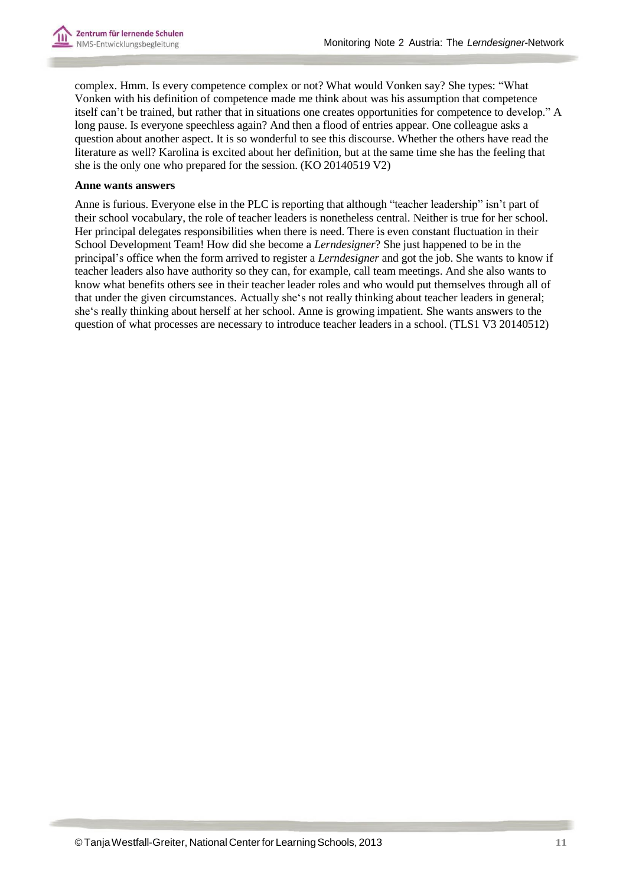complex. Hmm. Is every competence complex or not? What would Vonken say? She types: "What Vonken with his definition of competence made me think about was his assumption that competence itself can't be trained, but rather that in situations one creates opportunities for competence to develop." A long pause. Is everyone speechless again? And then a flood of entries appear. One colleague asks a question about another aspect. It is so wonderful to see this discourse. Whether the others have read the literature as well? Karolina is excited about her definition, but at the same time she has the feeling that she is the only one who prepared for the session. (KO 20140519 V2)

**Anne wants answers**

Anne is furious. Everyone else in the PLC is reporting that although "teacher leadership" isn't part of their school vocabulary, the role of teacher leaders is nonetheless central. Neither is true for her school. Her principal delegates responsibilities when there is need. There is even constant fluctuation in their School Development Team! How did she become a *Lerndesigner*? She just happened to be in the principal's office when the form arrived to register a *Lerndesigner* and got the job. She wants to know if teacher leaders also have authority so they can, for example, call team meetings. And she also wants to know what benefits others see in their teacher leader roles and who would put themselves through all of that under the given circumstances. Actually she's not really thinking about teacher leaders in general; she's really thinking about herself at her school. Anne is growing impatient. She wants answers to the question of what processes are necessary to introduce teacher leaders in a school. (TLS1 V3 20140512)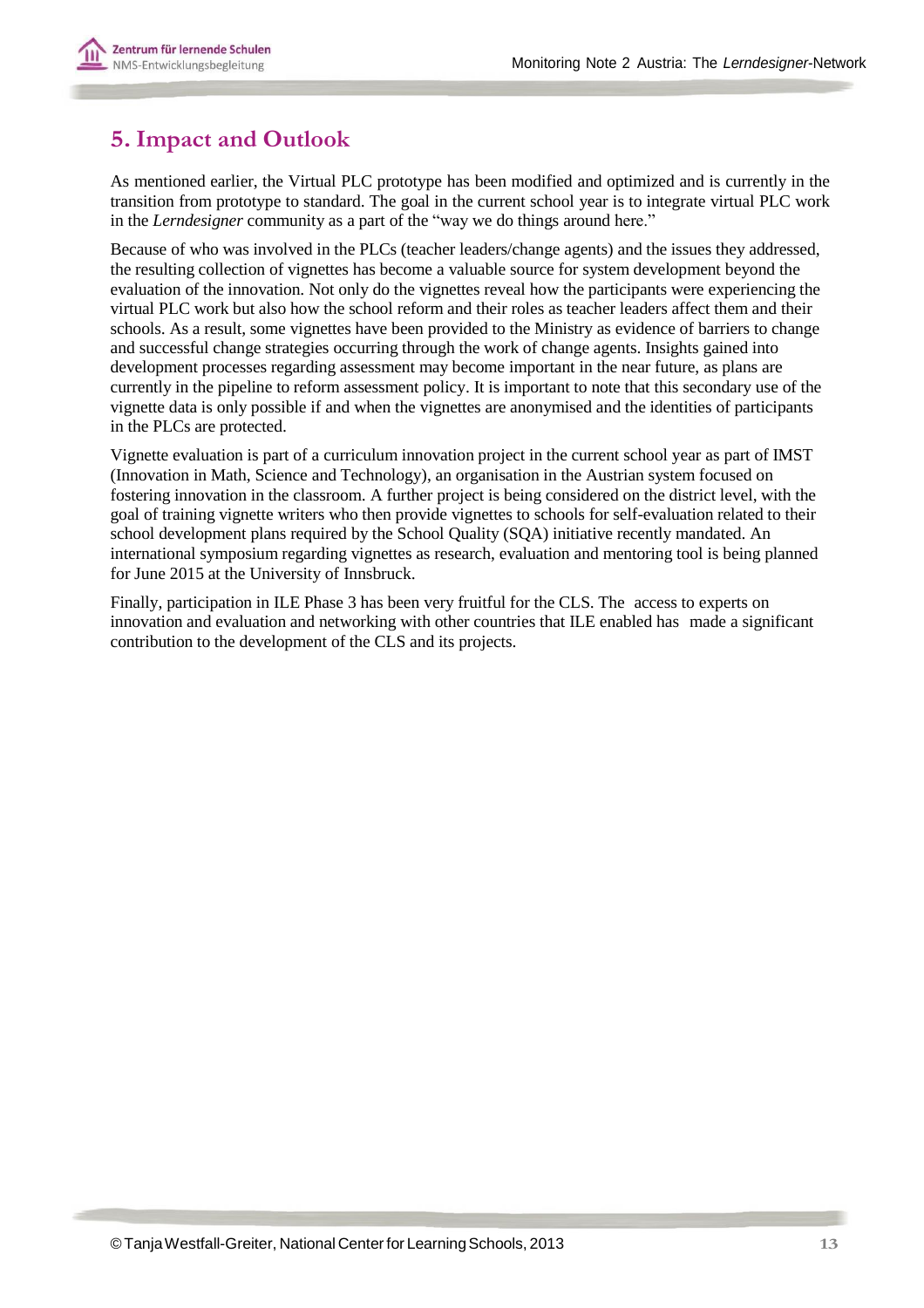# 5. Impact and Outlook

As mentioned earlier, the Virtual PLC prototype has been modified and optimized and is currently in the transition from prototype to standard. The goal in the current school year is to integrate virtual PLC work in the *Lerndesigner* community as a part of the "way we do things around here."

Because of who was involved in the PLCs (teacher leaders/change agents) and the issues they addressed, the resulting collection of vignettes has become a valuable source for system development beyond the evaluation of the innovation. Not only do the vignettes reveal how the participants were experiencing the virtual PLC work but also how the school reform and their roles as teacher leaders affect them and their schools. As a result, some vignettes have been provided to the Ministry as evidence of barriers to change and successful change strategies occurring through the work of change agents. Insights gained into development processes regarding assessment may become important in the near future, as plans are currently in the pipeline to reform assessment policy. It is important to note that this secondary use of the vignette data is only possible if and when the vignettes are anonymised and the identities of participants in the PLCs are protected.

Vignette evaluation is part of a curriculum innovation project in the current school year as part of IMST (Innovation in Math, Science and Technology), an organisation in the Austrian system focused on fostering innovation in the classroom. A further project is being considered on the district level, with the goal of training vignette writers who then provide vignettes to schools for self-evaluation related to their school development plans required by the School Quality (SQA) initiative recently mandated. An international symposium regarding vignettes as research, evaluation and mentoring tool is being planned for June 2015 at the University of Innsbruck.

Finally, participation in ILE Phase 3 has been very fruitful for the CLS. The access to experts on innovation and evaluation and networking with other countries that ILE enabled has made a significant contribution to the development of the CLS and its projects.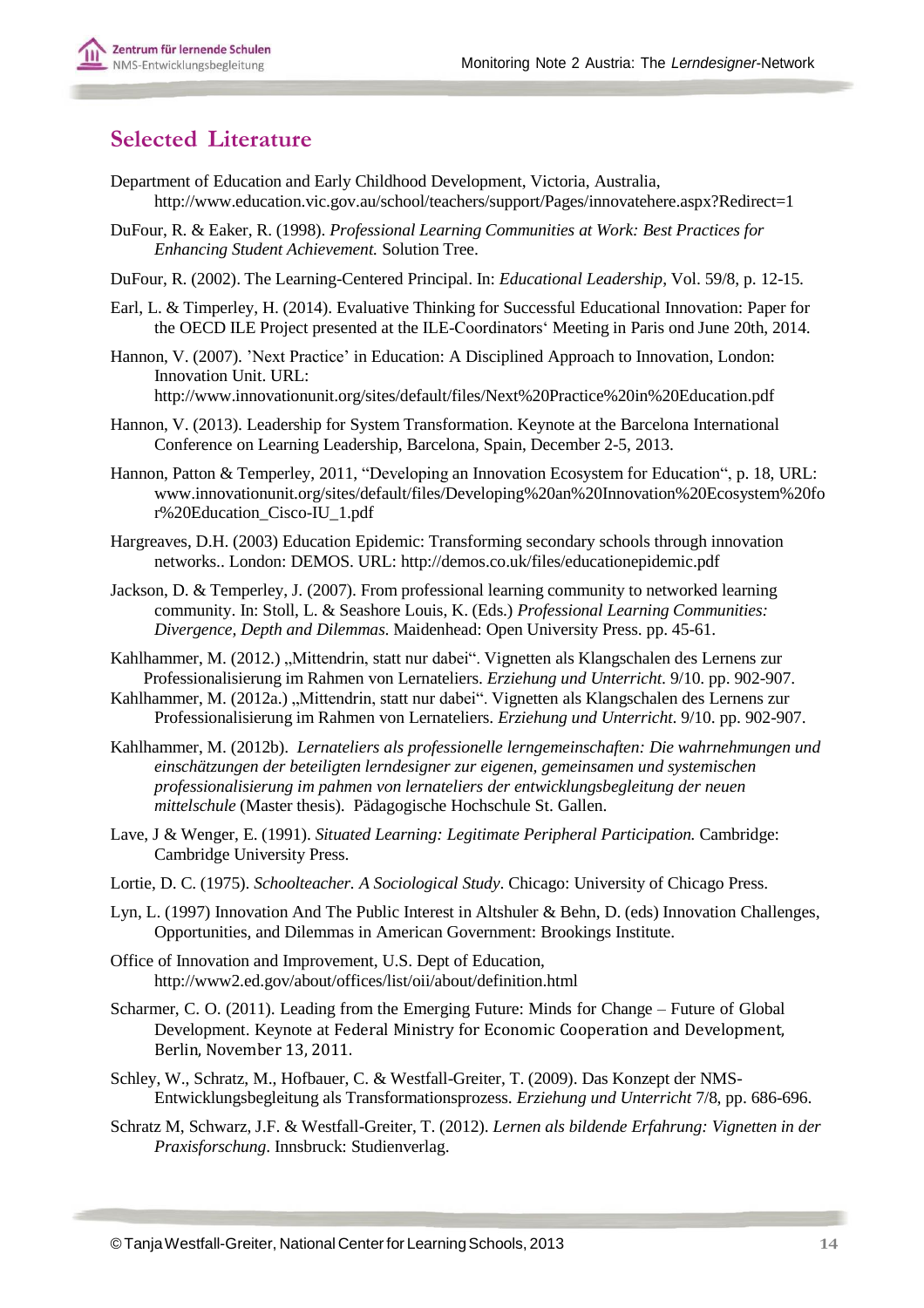## Selected Literature

Department of Education and Early Childhood Development, Victoria, Australia, http://www.education.vic.gov.au/school/teachers/support/Pages/innovatehere.aspx?Redirect=1

DuFour, R. & Eaker, R. (1998). *Professional Learning Communities at Work: Best Practices for Enhancing Student Achievement.* Solution Tree.

DuFour, R. (2002). The Learning-Centered Principal. In: *Educational Leadership*, Vol. 59/8, p. 12-15.

Earl, L. & Timperley, H. (2014). Evaluative Thinking for Successful Educational Innovation: Paper for the OECD ILE Project presented at the ILE-Coordinators' Meeting in Paris ond June 20th, 2014.

Hannon, V. (2007). 'Next Practice' in Education: A Disciplined Approach to Innovation, London: Innovation Unit. URL: http://www.innovationunit.org/sites/default/files/Next%20Practice%20in%20Education.pdf

Hannon, V. (2013). Leadership for System Transformation. Keynote at the Barcelona International Conference on Learning Leadership, Barcelona, Spain, December 2-5, 2013.

Hannon, Patton & Temperley, 2011, "Developing an Innovation Ecosystem for Education", p. 18, URL: www.innovationunit.org/sites/default/files/Developing%20an%20Innovation%20Ecosystem%20for%20Education_Cisco-IU_1.pdf

Hargreaves, D.H. (2003) Education Epidemic: Transforming secondary schools through innovation networks.. London: DEMOS. URL: http://demos.co.uk/files/educationepidemic.pdf

Jackson, D. & Temperley, J. (2007). From professional learning community to networked learning community. In: Stoll, L. & Seashore Louis, K. (Eds.) *Professional Learning Communities: Divergence, Depth and Dilemmas.* Maidenhead: Open University Press. pp. 45-61.

Kahlhammer, M. (2012.) „Mittendrin, statt nur dabei". Vignetten als Klangschalen des Lernens zur Professionalisierung im Rahmen von Lernateliers. *Erziehung und Unterricht.* 9/10. pp. 902-907.

Kahlhammer, M. (2012a.) „Mittendrin, statt nur dabei". Vignetten als Klangschalen des Lernens zur Professionalisierung im Rahmen von Lernateliers. *Erziehung und Unterricht.* 9/10. pp. 902-907.

Kahlhammer, M. (2012b). *Lernateliers als professionelle lerngemeinschaften: Die wahrnehmungen und einschätzungen der beteiligten lerndesigner zur eigenen, gemeinsamen und systemischen professionalisierung im pahmen von lernateliers der entwicklungsbegleitung der neuen mittelschule* (Master thesis). Pädagogische Hochschule St. Gallen.

Lave, J & Wenger, E. (1991). *Situated Learning: Legitimate Peripheral Participation.* Cambridge: Cambridge University Press.

Lortie, D. C. (1975). *Schoolteacher. A Sociological Study.* Chicago: University of Chicago Press.

Lyn, L. (1997) Innovation And The Public Interest in Altshuler & Behn, D. (eds) Innovation Challenges, Opportunities, and Dilemmas in American Government: Brookings Institute.

Office of Innovation and Improvement, U.S. Dept of Education, http://www2.ed.gov/about/offices/list/oii/about/definition.html

Scharmer, C. O. (2011). Leading from the Emerging Future: Minds for Change – Future of Global Development. Keynote at Federal Ministry for Economic Cooperation and Development, Berlin, November 13, 2011.

Schley, W., Schratz, M., Hofbauer, C. & Westfall-Greiter, T. (2009). Das Konzept der NMS-Entwicklungsbegleitung als Transformationsprozess. *Erziehung und Unterricht* 7/8, pp. 686-696.

Schratz M, Schwarz, J.F. & Westfall-Greiter, T. (2012). *Lernen als bildende Erfahrung: Vignetten in der Praxisforschung*. Innsbruck: Studienverlag.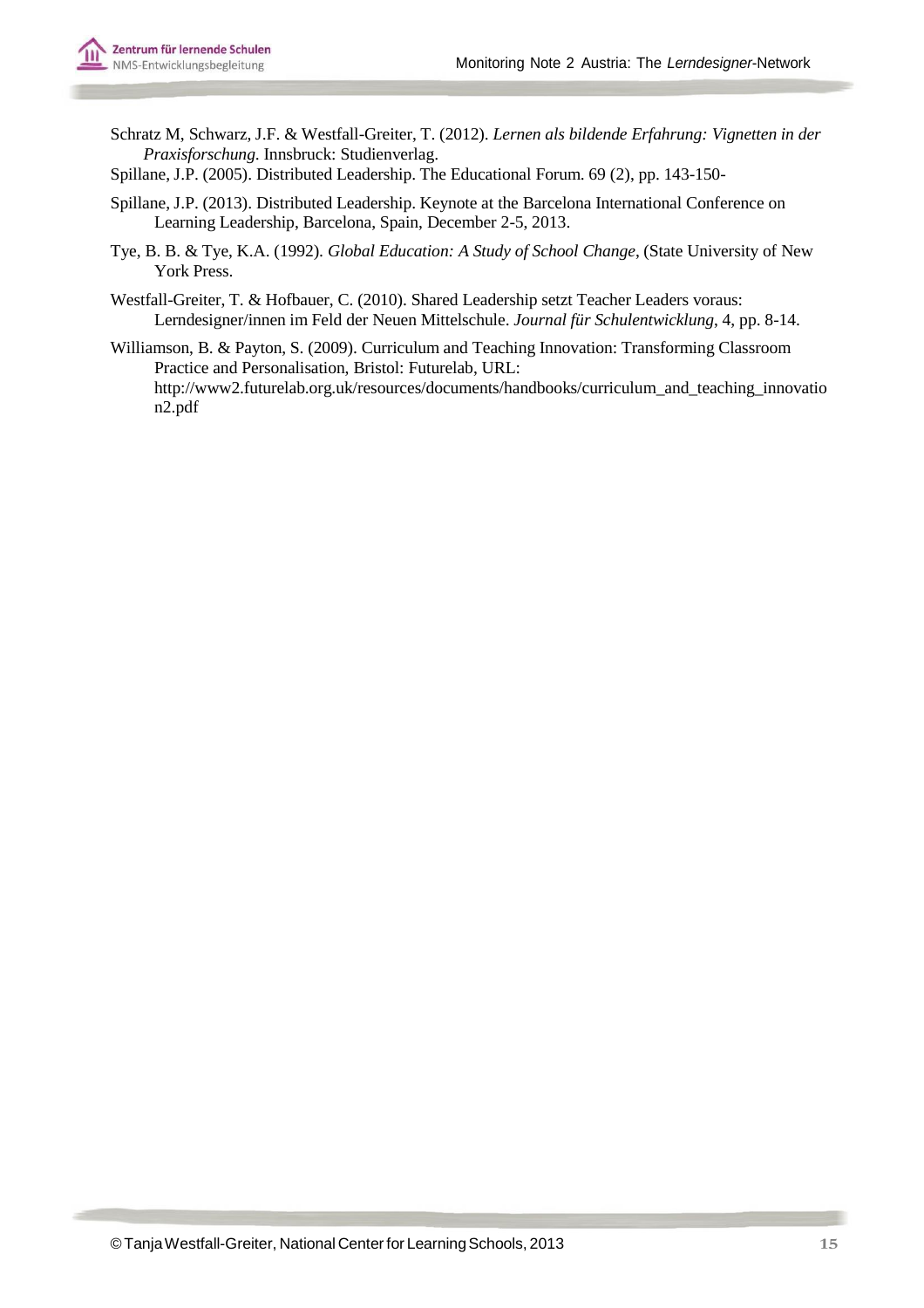Schratz M, Schwarz, J.F. & Westfall-Greiter, T. (2012). *Lernen als bildende Erfahrung: Vignetten in der Praxisforschung*. Innsbruck: Studienverlag.

Spillane, J.P. (2005). Distributed Leadership. The Educational Forum. 69 (2), pp. 143-150-

Spillane, J.P. (2013). Distributed Leadership. Keynote at the Barcelona International Conference on Learning Leadership, Barcelona, Spain, December 2-5, 2013.

Tye, B. B. & Tye, K.A. (1992). *Global Education: A Study of School Change*, (State University of New York Press.

Westfall-Greiter, T. & Hofbauer, C. (2010). Shared Leadership setzt Teacher Leaders voraus: Lerndesigner/innen im Feld der Neuen Mittelschule. *Journal für Schulentwicklung*, 4, pp. 8-14.

Williamson, B. & Payton, S. (2009). Curriculum and Teaching Innovation: Transforming Classroom Practice and Personalisation, Bristol: Futurelab, URL: http://www2.futurelab.org.uk/resources/documents/handbooks/curriculum_and_teaching_innovation2.pdf